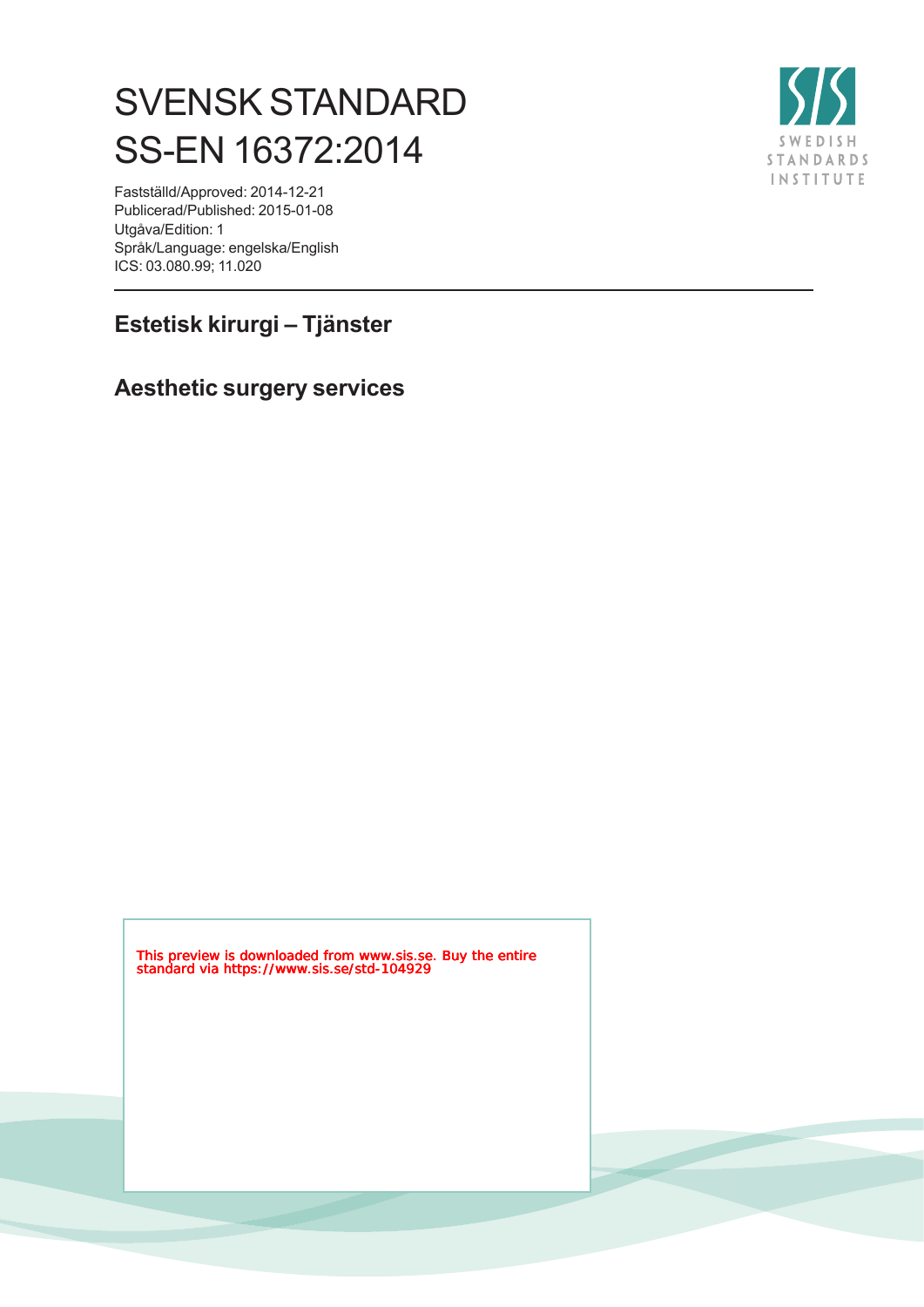# SVENSK STANDARD
# SS-EN 16372:2014

Fastställd/Approved: 2014-12-21
Publicerad/Published: 2015-01-08
Utgåva/Edition: 1
Språk/Language: engelska/English
ICS: 03.080.99; 11.020

SWEDISH STANDARDS INSTITUTE

## Estetisk kirurgi – Tjänster

## Aesthetic surgery services

This preview is downloaded from www.sis.se. Buy the entire standard via https://www.sis.se/std-104929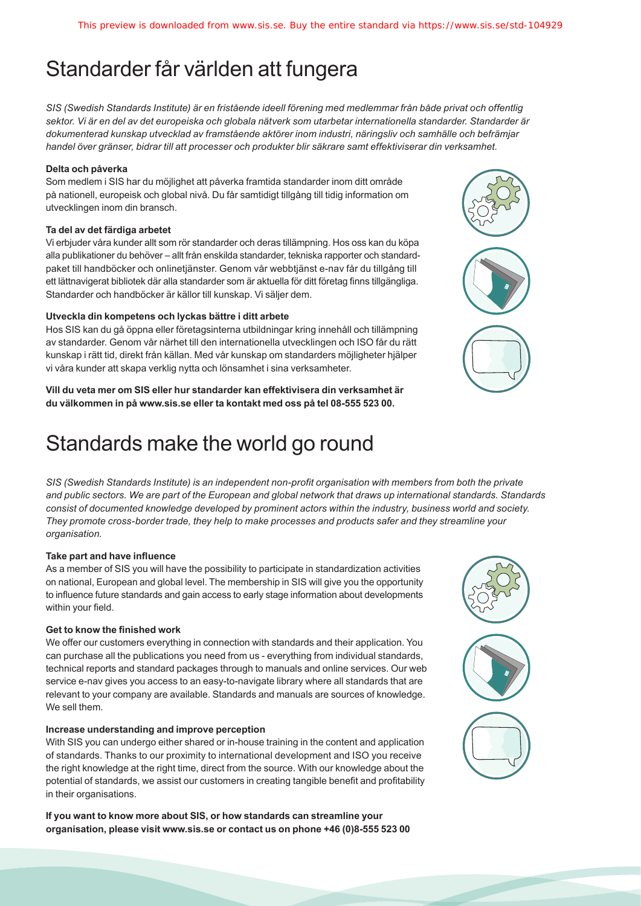# Standarder får världen att fungera

*SIS (Swedish Standards Institute) är en fristående ideell förening med medlemmar från både privat och offentlig sektor. Vi är en del av det europeiska och globala nätverk som utarbetar internationella standarder. Standarder är dokumenterad kunskap utvecklad av framstående aktörer inom industri, näringsliv och samhälle och befrämjar handel över gränser, bidrar till att processer och produkter blir säkrare samt effektiviserar din verksamhet.*

**Delta och påverka**

Som medlem i SIS har du möjlighet att påverka framtida standarder inom ditt område på nationell, europeisk och global nivå. Du får samtidigt tillgång till tidig information om utvecklingen inom din bransch.

**Ta del av det färdiga arbetet**

Vi erbjuder våra kunder allt som rör standarder och deras tillämpning. Hos oss kan du köpa alla publikationer du behöver – allt från enskilda standarder, tekniska rapporter och standardpaket till handböcker och onlinetjänster. Genom vår webbtjänst e-nav får du tillgång till ett lättnavigerat bibliotek där alla standarder som är aktuella för ditt företag finns tillgängliga. Standarder och handböcker är källor till kunskap. Vi säljer dem.

**Utveckla din kompetens och lyckas bättre i ditt arbete**

Hos SIS kan du gå öppna eller företagsinterna utbildningar kring innehåll och tillämpning av standarder. Genom vår närhet till den internationella utvecklingen och ISO får du rätt kunskap i rätt tid, direkt från källan. Med vår kunskap om standarders möjligheter hjälper vi våra kunder att skapa verklig nytta och lönsamhet i sina verksamheter.

**Vill du veta mer om SIS eller hur standarder kan effektivisera din verksamhet är du välkommen in på www.sis.se eller ta kontakt med oss på tel 08-555 523 00.**

# Standards make the world go round

*SIS (Swedish Standards Institute) is an independent non-profit organisation with members from both the private and public sectors. We are part of the European and global network that draws up international standards. Standards consist of documented knowledge developed by prominent actors within the industry, business world and society. They promote cross-border trade, they help to make processes and products safer and they streamline your organisation.*

**Take part and have influence**

As a member of SIS you will have the possibility to participate in standardization activities on national, European and global level. The membership in SIS will give you the opportunity to influence future standards and gain access to early stage information about developments within your field.

**Get to know the finished work**

We offer our customers everything in connection with standards and their application. You can purchase all the publications you need from us - everything from individual standards, technical reports and standard packages through to manuals and online services. Our web service e-nav gives you access to an easy-to-navigate library where all standards that are relevant to your company are available. Standards and manuals are sources of knowledge. We sell them.

**Increase understanding and improve perception**

With SIS you can undergo either shared or in-house training in the content and application of standards. Thanks to our proximity to international development and ISO you receive the right knowledge at the right time, direct from the source. With our knowledge about the potential of standards, we assist our customers in creating tangible benefit and profitability in their organisations.

**If you want to know more about SIS, or how standards can streamline your organisation, please visit www.sis.se or contact us on phone +46 (0)8-555 523 00**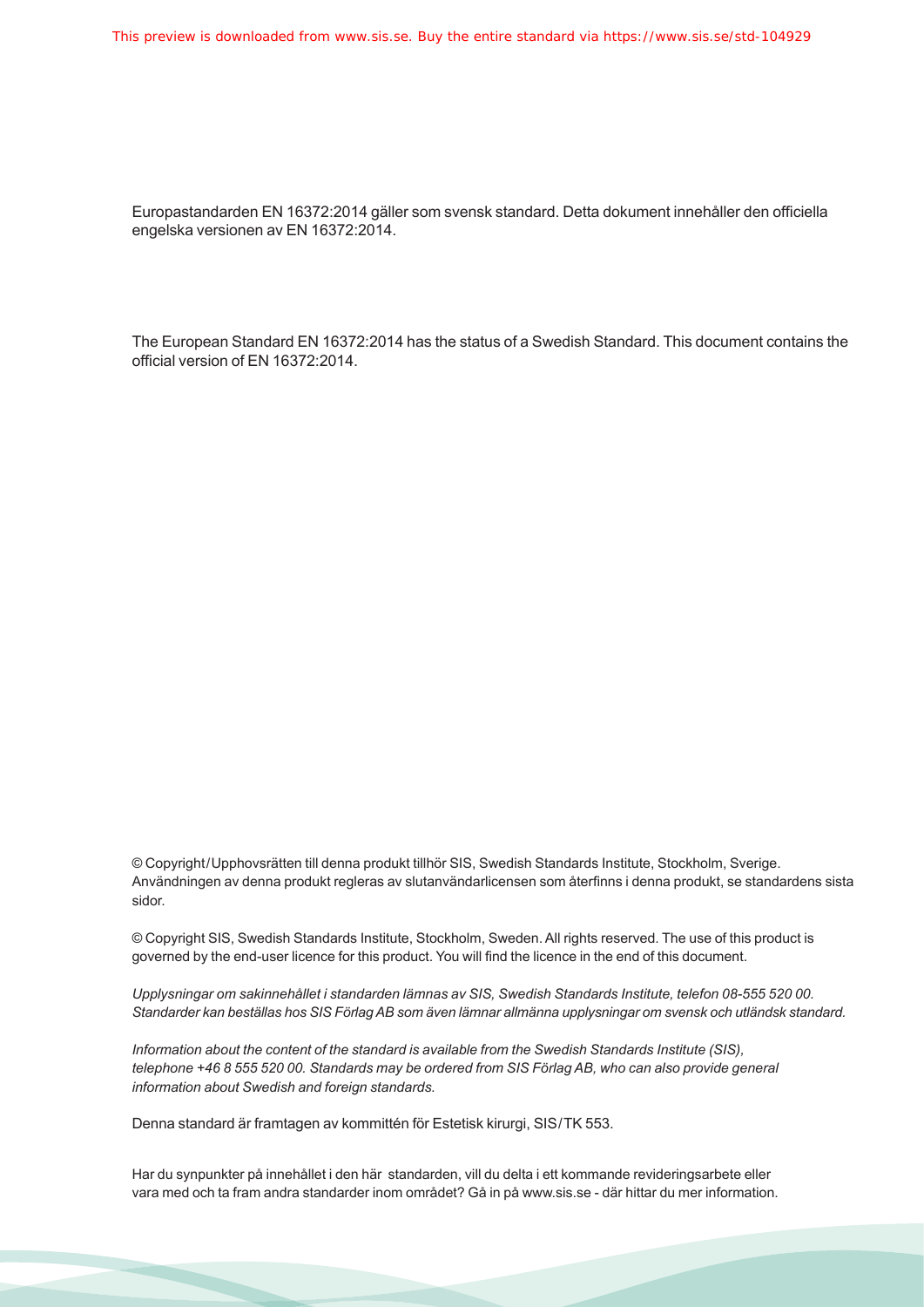Europastandarden EN 16372:2014 gäller som svensk standard. Detta dokument innehåller den officiella engelska versionen av EN 16372:2014.

The European Standard EN 16372:2014 has the status of a Swedish Standard. This document contains the official version of EN 16372:2014.

© Copyright/Upphovsrätten till denna produkt tillhör SIS, Swedish Standards Institute, Stockholm, Sverige. Användningen av denna produkt regleras av slutanvändarlicensen som återfinns i denna produkt, se standardens sista sidor.

© Copyright SIS, Swedish Standards Institute, Stockholm, Sweden. All rights reserved. The use of this product is governed by the end-user licence for this product. You will find the licence in the end of this document.

*Upplysningar om sakinnehållet i standarden lämnas av SIS, Swedish Standards Institute, telefon 08-555 520 00. Standarder kan beställas hos SIS Förlag AB som även lämnar allmänna upplysningar om svensk och utländsk standard.*

*Information about the content of the standard is available from the Swedish Standards Institute (SIS), telephone +46 8 555 520 00. Standards may be ordered from SIS Förlag AB, who can also provide general information about Swedish and foreign standards.*

Denna standard är framtagen av kommittén för Estetisk kirurgi, SIS/TK 553.

Har du synpunkter på innehållet i den här standarden, vill du delta i ett kommande revideringsarbete eller vara med och ta fram andra standarder inom området? Gå in på www.sis.se - där hittar du mer information.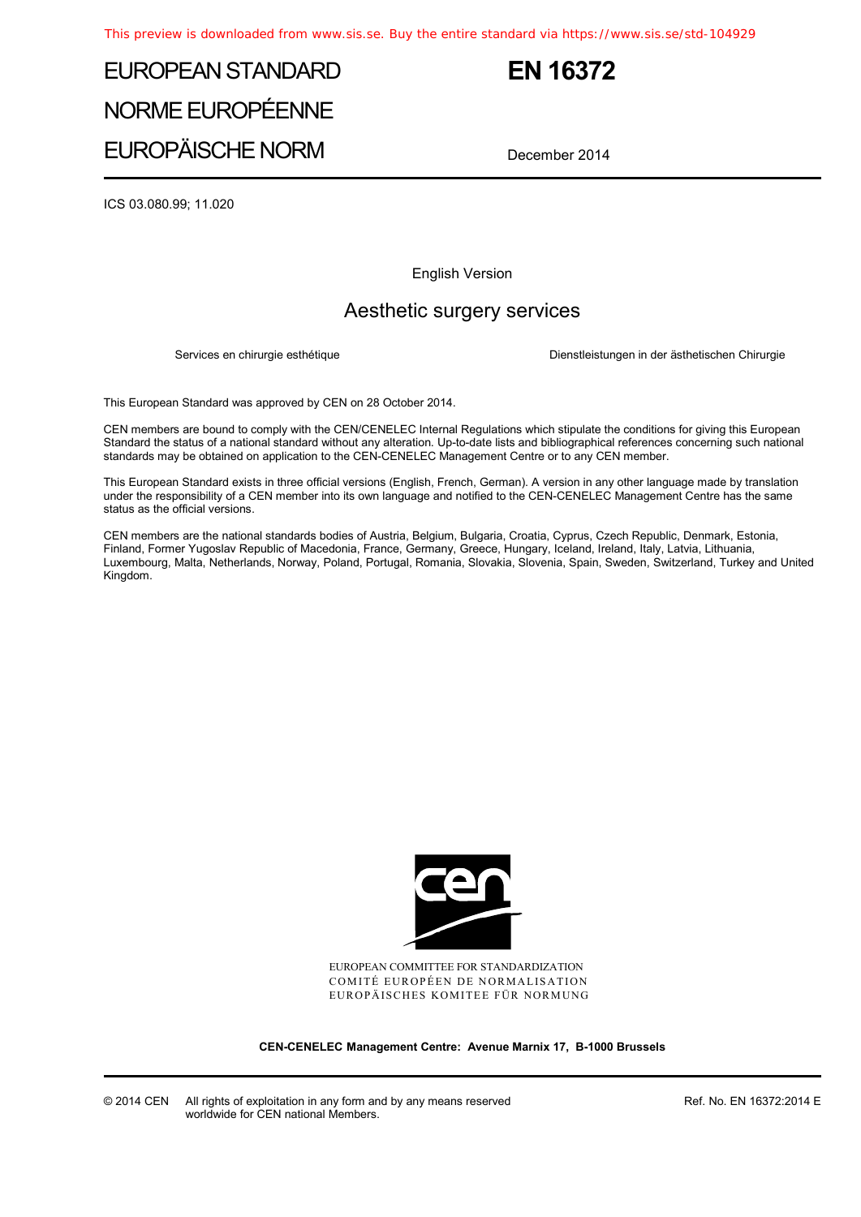This preview is downloaded from www.sis.se. Buy the entire standard via https://www.sis.se/std-104929

# EUROPEAN STANDARD
# NORME EUROPÉENNE
# EUROPÄISCHE NORM

**EN 16372**

December 2014

ICS 03.080.99; 11.020

English Version

## Aesthetic surgery services

Services en chirurgie esthétique

Dienstleistungen in der ästhetischen Chirurgie

This European Standard was approved by CEN on 28 October 2014.

CEN members are bound to comply with the CEN/CENELEC Internal Regulations which stipulate the conditions for giving this European Standard the status of a national standard without any alteration. Up-to-date lists and bibliographical references concerning such national standards may be obtained on application to the CEN-CENELEC Management Centre or to any CEN member.

This European Standard exists in three official versions (English, French, German). A version in any other language made by translation under the responsibility of a CEN member into its own language and notified to the CEN-CENELEC Management Centre has the same status as the official versions.

CEN members are the national standards bodies of Austria, Belgium, Bulgaria, Croatia, Cyprus, Czech Republic, Denmark, Estonia, Finland, Former Yugoslav Republic of Macedonia, France, Germany, Greece, Hungary, Iceland, Ireland, Italy, Latvia, Lithuania, Luxembourg, Malta, Netherlands, Norway, Poland, Portugal, Romania, Slovakia, Slovenia, Spain, Sweden, Switzerland, Turkey and United Kingdom.

EUROPEAN COMMITTEE FOR STANDARDIZATION
COMITÉ EUROPÉEN DE NORMALISATION
EUROPÄISCHES KOMITEE FÜR NORMUNG

**CEN-CENELEC Management Centre: Avenue Marnix 17, B-1000 Brussels**

© 2014 CEN All rights of exploitation in any form and by any means reserved worldwide for CEN national Members.

Ref. No. EN 16372:2014 E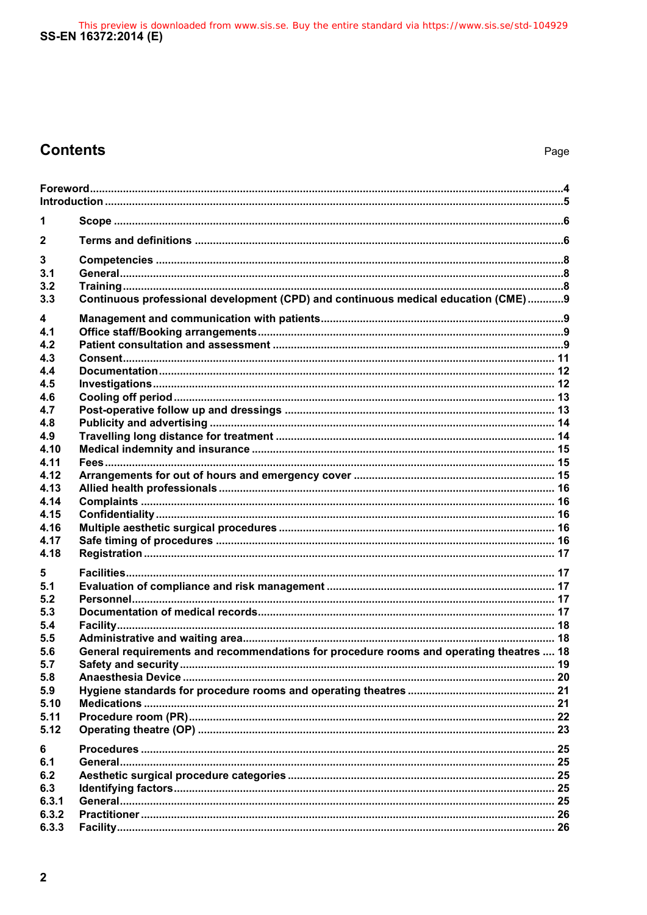## Contents

Page

| | | |
|---|---|---|
| Foreword | | 4 |
| Introduction | | 5 |
| 1 | Scope | 6 |
| 2 | Terms and definitions | 6 |
| 3 | Competencies | 8 |
| 3.1 | General | 8 |
| 3.2 | Training | 8 |
| 3.3 | Continuous professional development (CPD) and continuous medical education (CME) | 9 |
| 4 | Management and communication with patients | 9 |
| 4.1 | Office staff/Booking arrangements | 9 |
| 4.2 | Patient consultation and assessment | 9 |
| 4.3 | Consent | 11 |
| 4.4 | Documentation | 12 |
| 4.5 | Investigations | 12 |
| 4.6 | Cooling off period | 13 |
| 4.7 | Post-operative follow up and dressings | 13 |
| 4.8 | Publicity and advertising | 14 |
| 4.9 | Travelling long distance for treatment | 14 |
| 4.10 | Medical indemnity and insurance | 15 |
| 4.11 | Fees | 15 |
| 4.12 | Arrangements for out of hours and emergency cover | 15 |
| 4.13 | Allied health professionals | 16 |
| 4.14 | Complaints | 16 |
| 4.15 | Confidentiality | 16 |
| 4.16 | Multiple aesthetic surgical procedures | 16 |
| 4.17 | Safe timing of procedures | 16 |
| 4.18 | Registration | 17 |
| 5 | Facilities | 17 |
| 5.1 | Evaluation of compliance and risk management | 17 |
| 5.2 | Personnel | 17 |
| 5.3 | Documentation of medical records | 17 |
| 5.4 | Facility | 18 |
| 5.5 | Administrative and waiting area | 18 |
| 5.6 | General requirements and recommendations for procedure rooms and operating theatres | 18 |
| 5.7 | Safety and security | 19 |
| 5.8 | Anaesthesia Device | 20 |
| 5.9 | Hygiene standards for procedure rooms and operating theatres | 21 |
| 5.10 | Medications | 21 |
| 5.11 | Procedure room (PR) | 22 |
| 5.12 | Operating theatre (OP) | 23 |
| 6 | Procedures | 25 |
| 6.1 | General | 25 |
| 6.2 | Aesthetic surgical procedure categories | 25 |
| 6.3 | Identifying factors | 25 |
| 6.3.1 | General | 25 |
| 6.3.2 | Practitioner | 26 |
| 6.3.3 | Facility | 26 |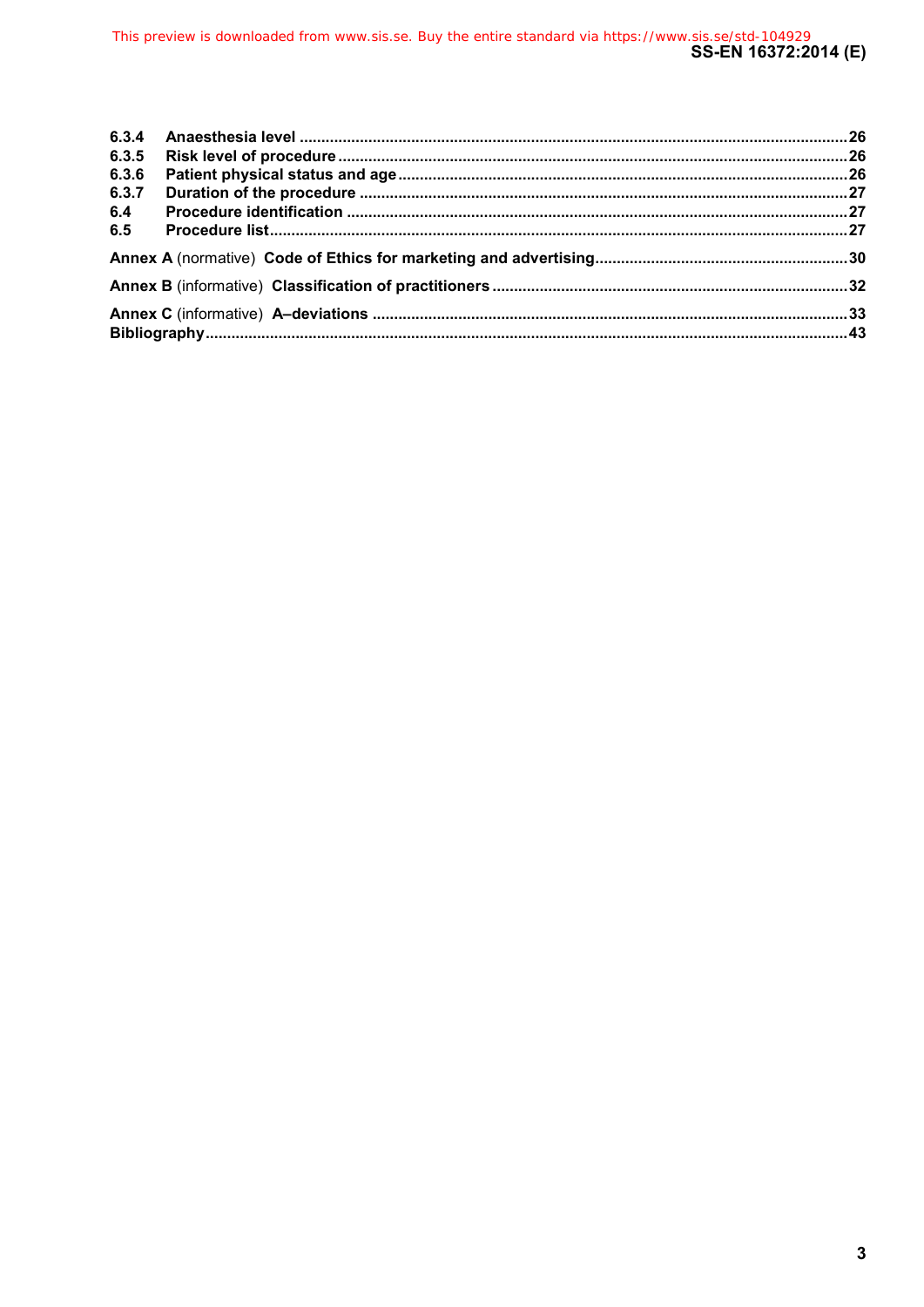6.3.4 **Anaesthesia level** ....................................................................................................................................26
6.3.5 **Risk level of procedure** ............................................................................................................................26
6.3.6 **Patient physical status and age** ...............................................................................................................26
6.3.7 **Duration of the procedure** ........................................................................................................................27
6.4 **Procedure identification** ..........................................................................................................................27
6.5 **Procedure list** ............................................................................................................................................27

**Annex A** (normative) **Code of Ethics for marketing and advertising** ..........................................................30

**Annex B** (informative) **Classification of practitioners** ..................................................................................32

**Annex C** (informative) **A–deviations** .............................................................................................................33

**Bibliography** ....................................................................................................................................................43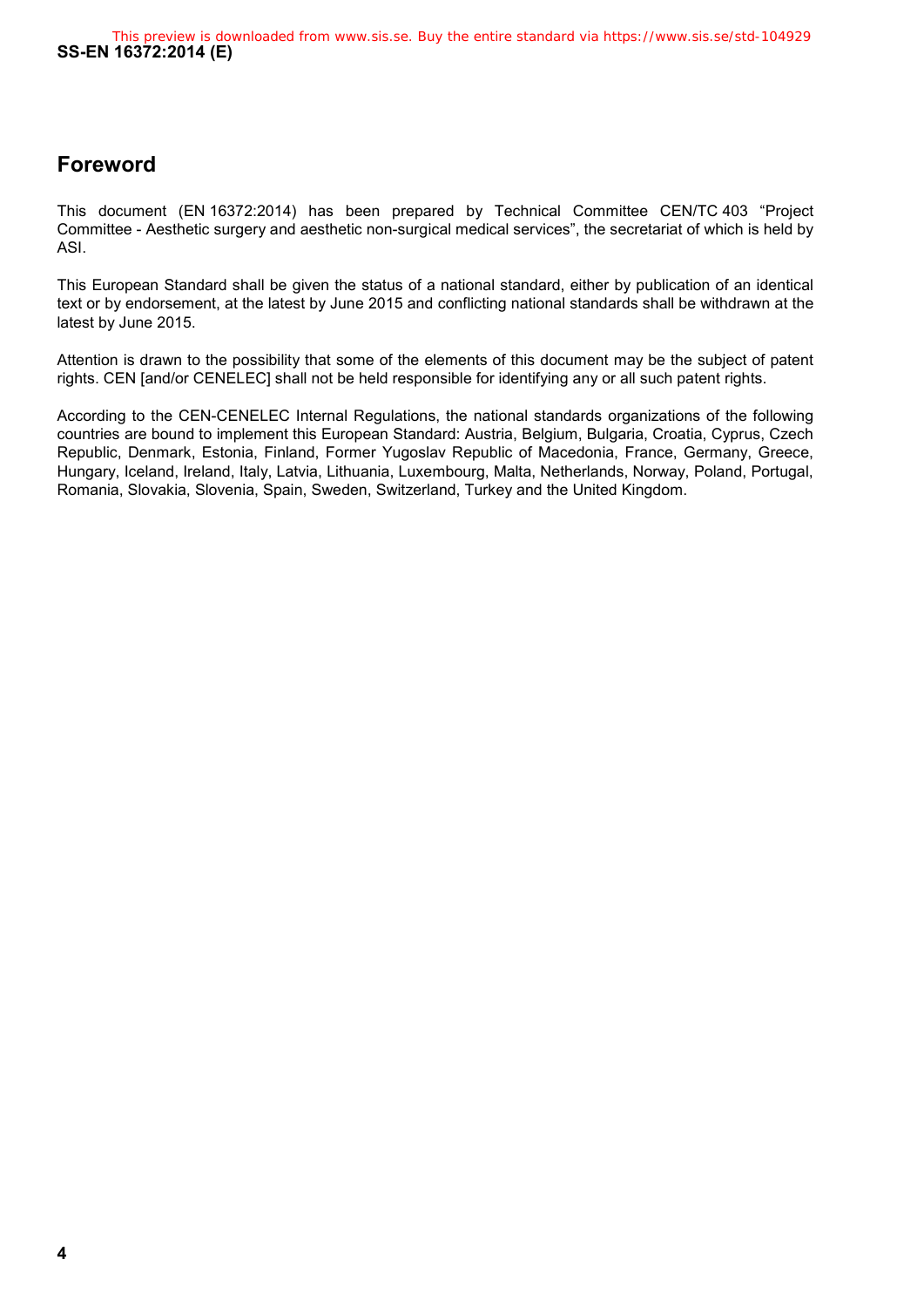# Foreword

This document (EN 16372:2014) has been prepared by Technical Committee CEN/TC 403 “Project Committee - Aesthetic surgery and aesthetic non-surgical medical services”, the secretariat of which is held by ASI.

This European Standard shall be given the status of a national standard, either by publication of an identical text or by endorsement, at the latest by June 2015 and conflicting national standards shall be withdrawn at the latest by June 2015.

Attention is drawn to the possibility that some of the elements of this document may be the subject of patent rights. CEN [and/or CENELEC] shall not be held responsible for identifying any or all such patent rights.

According to the CEN-CENELEC Internal Regulations, the national standards organizations of the following countries are bound to implement this European Standard: Austria, Belgium, Bulgaria, Croatia, Cyprus, Czech Republic, Denmark, Estonia, Finland, Former Yugoslav Republic of Macedonia, France, Germany, Greece, Hungary, Iceland, Ireland, Italy, Latvia, Lithuania, Luxembourg, Malta, Netherlands, Norway, Poland, Portugal, Romania, Slovakia, Slovenia, Spain, Sweden, Switzerland, Turkey and the United Kingdom.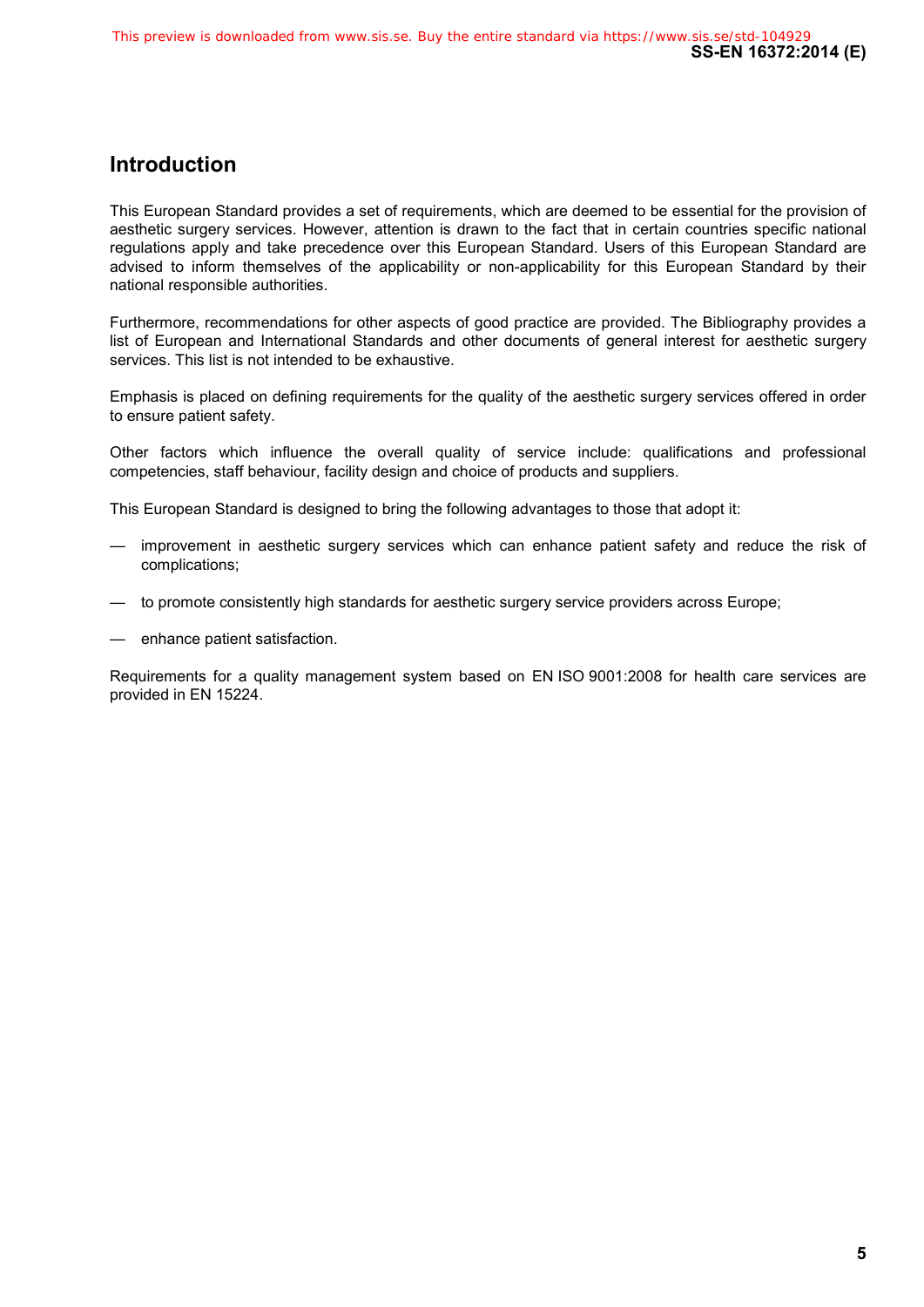## Introduction

This European Standard provides a set of requirements, which are deemed to be essential for the provision of aesthetic surgery services. However, attention is drawn to the fact that in certain countries specific national regulations apply and take precedence over this European Standard. Users of this European Standard are advised to inform themselves of the applicability or non-applicability for this European Standard by their national responsible authorities.

Furthermore, recommendations for other aspects of good practice are provided. The Bibliography provides a list of European and International Standards and other documents of general interest for aesthetic surgery services. This list is not intended to be exhaustive.

Emphasis is placed on defining requirements for the quality of the aesthetic surgery services offered in order to ensure patient safety.

Other factors which influence the overall quality of service include: qualifications and professional competencies, staff behaviour, facility design and choice of products and suppliers.

This European Standard is designed to bring the following advantages to those that adopt it:

- improvement in aesthetic surgery services which can enhance patient safety and reduce the risk of complications;
- to promote consistently high standards for aesthetic surgery service providers across Europe;
- enhance patient satisfaction.

Requirements for a quality management system based on EN ISO 9001:2008 for health care services are provided in EN 15224.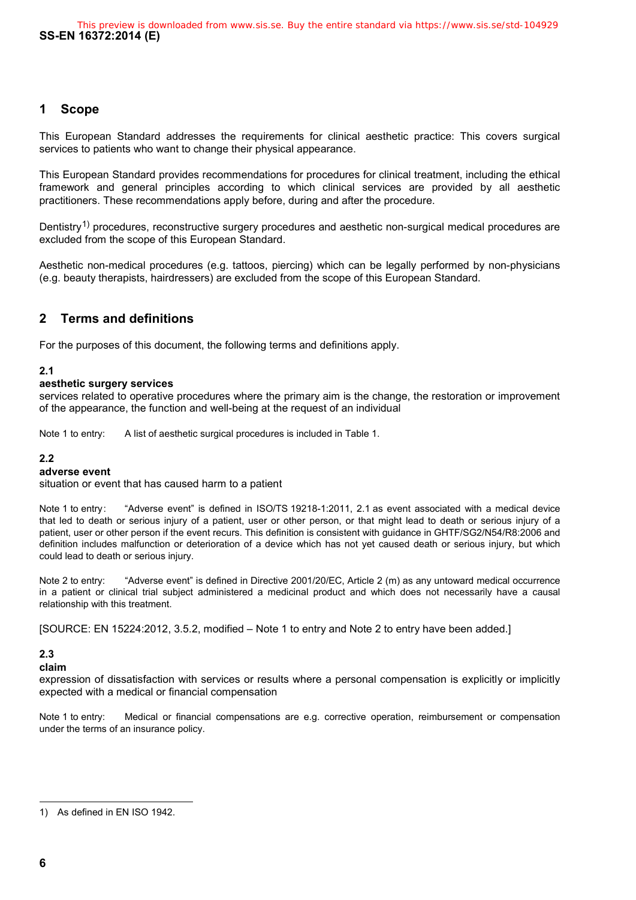## 1 Scope

This European Standard addresses the requirements for clinical aesthetic practice: This covers surgical services to patients who want to change their physical appearance.

This European Standard provides recommendations for procedures for clinical treatment, including the ethical framework and general principles according to which clinical services are provided by all aesthetic practitioners. These recommendations apply before, during and after the procedure.

Dentistry[1)] procedures, reconstructive surgery procedures and aesthetic non-surgical medical procedures are excluded from the scope of this European Standard.

Aesthetic non-medical procedures (e.g. tattoos, piercing) which can be legally performed by non-physicians (e.g. beauty therapists, hairdressers) are excluded from the scope of this European Standard.

## 2 Terms and definitions

For the purposes of this document, the following terms and definitions apply.

**2.1**

**aesthetic surgery services**

services related to operative procedures where the primary aim is the change, the restoration or improvement of the appearance, the function and well-being at the request of an individual

Note 1 to entry: A list of aesthetic surgical procedures is included in Table 1.

**2.2**

**adverse event**

situation or event that has caused harm to a patient

Note 1 to entry: "Adverse event" is defined in ISO/TS 19218-1:2011, 2.1 as event associated with a medical device that led to death or serious injury of a patient, user or other person, or that might lead to death or serious injury of a patient, user or other person if the event recurs. This definition is consistent with guidance in GHTF/SG2/N54/R8:2006 and definition includes malfunction or deterioration of a device which has not yet caused death or serious injury, but which could lead to death or serious injury.

Note 2 to entry: "Adverse event" is defined in Directive 2001/20/EC, Article 2 (m) as any untoward medical occurrence in a patient or clinical trial subject administered a medicinal product and which does not necessarily have a causal relationship with this treatment.

[SOURCE: EN 15224:2012, 3.5.2, modified – Note 1 to entry and Note 2 to entry have been added.]

**2.3**

**claim**

expression of dissatisfaction with services or results where a personal compensation is explicitly or implicitly expected with a medical or financial compensation

Note 1 to entry: Medical or financial compensations are e.g. corrective operation, reimbursement or compensation under the terms of an insurance policy.

---

1) As defined in EN ISO 1942.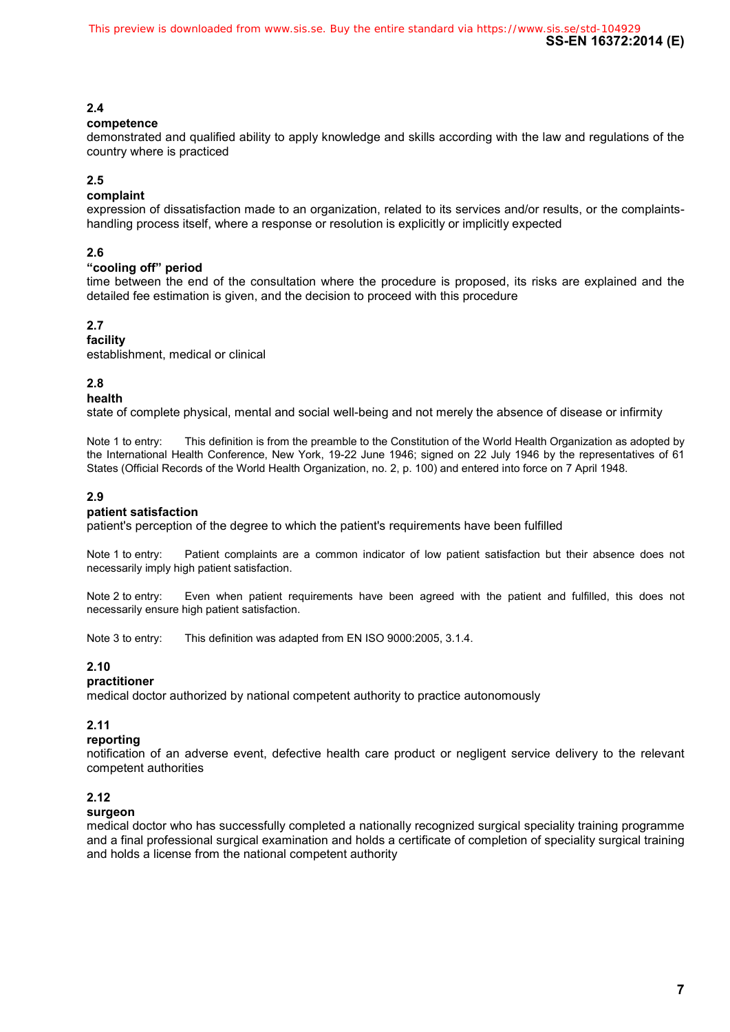### 2.4

**competence**

demonstrated and qualified ability to apply knowledge and skills according with the law and regulations of the country where is practiced

### 2.5

**complaint**

expression of dissatisfaction made to an organization, related to its services and/or results, or the complaints-handling process itself, where a response or resolution is explicitly or implicitly expected

### 2.6

**"cooling off" period**

time between the end of the consultation where the procedure is proposed, its risks are explained and the detailed fee estimation is given, and the decision to proceed with this procedure

### 2.7

**facility**

establishment, medical or clinical

### 2.8

**health**

state of complete physical, mental and social well-being and not merely the absence of disease or infirmity

Note 1 to entry: This definition is from the preamble to the Constitution of the World Health Organization as adopted by the International Health Conference, New York, 19-22 June 1946; signed on 22 July 1946 by the representatives of 61 States (Official Records of the World Health Organization, no. 2, p. 100) and entered into force on 7 April 1948.

### 2.9

**patient satisfaction**

patient's perception of the degree to which the patient's requirements have been fulfilled

Note 1 to entry: Patient complaints are a common indicator of low patient satisfaction but their absence does not necessarily imply high patient satisfaction.

Note 2 to entry: Even when patient requirements have been agreed with the patient and fulfilled, this does not necessarily ensure high patient satisfaction.

Note 3 to entry: This definition was adapted from EN ISO 9000:2005, 3.1.4.

### 2.10

**practitioner**

medical doctor authorized by national competent authority to practice autonomously

### 2.11

**reporting**

notification of an adverse event, defective health care product or negligent service delivery to the relevant competent authorities

### 2.12

**surgeon**

medical doctor who has successfully completed a nationally recognized surgical speciality training programme and a final professional surgical examination and holds a certificate of completion of speciality surgical training and holds a license from the national competent authority